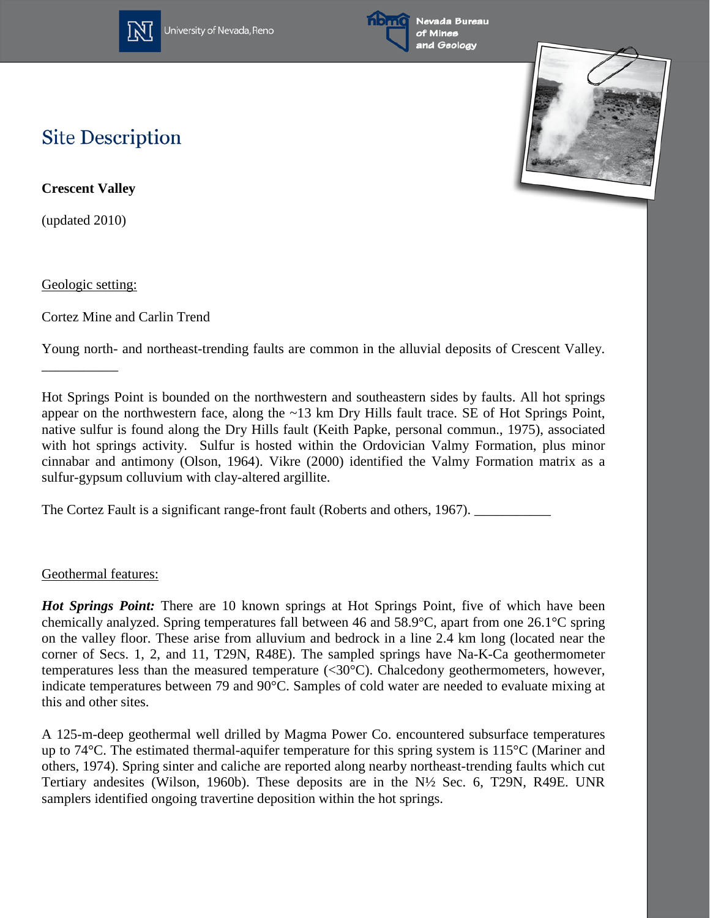# Site Description

**Crescent Valley**

(updated 2010)

## Geologic setting:

Cortez Mine and Carlin Trend

Young north- and northeast-trending faults are common in the alluvial deposits of Crescent Valley. ___________

Hot Springs Point is bounded on the northwestern and southeastern sides by faults. All hot springs appear on the northwestern face, along the ~13 km Dry Hills fault trace. SE of Hot Springs Point, native sulfur is found along the Dry Hills fault (Keith Papke, personal commun., 1975), associated with hot springs activity. Sulfur is hosted within the Ordovician Valmy Formation, plus minor cinnabar and antimony (Olson, 1964). Vikre (2000) identified the Valmy Formation matrix as a sulfur-gypsum colluvium with clay-altered argillite.

The Cortez Fault is a significant range-front fault (Roberts and others, 1967). ___________

## Geothermal features:

***Hot Springs Point:*** There are 10 known springs at Hot Springs Point, five of which have been chemically analyzed. Spring temperatures fall between 46 and 58.9°C, apart from one 26.1°C spring on the valley floor. These arise from alluvium and bedrock in a line 2.4 km long (located near the corner of Secs. 1, 2, and 11, T29N, R48E). The sampled springs have Na-K-Ca geothermometer temperatures less than the measured temperature (<30°C). Chalcedony geothermometers, however, indicate temperatures between 79 and 90°C. Samples of cold water are needed to evaluate mixing at this and other sites.

A 125-m-deep geothermal well drilled by Magma Power Co. encountered subsurface temperatures up to 74°C. The estimated thermal-aquifer temperature for this spring system is 115°C (Mariner and others, 1974). Spring sinter and caliche are reported along nearby northeast-trending faults which cut Tertiary andesites (Wilson, 1960b). These deposits are in the N½ Sec. 6, T29N, R49E. UNR samplers identified ongoing travertine deposition within the hot springs.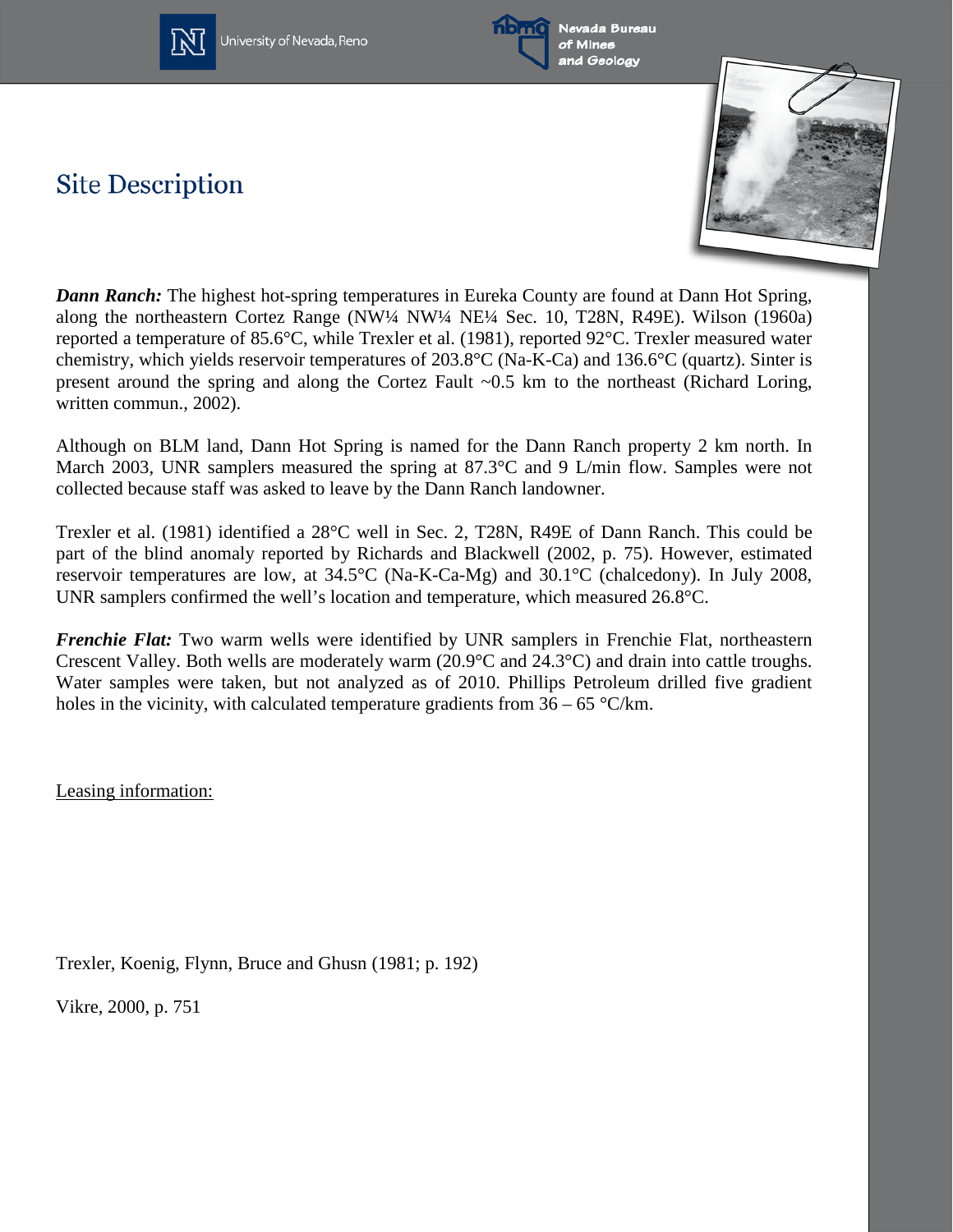# Site Description

***Dann Ranch:*** The highest hot-spring temperatures in Eureka County are found at Dann Hot Spring, along the northeastern Cortez Range (NW¼ NW¼ NE¼ Sec. 10, T28N, R49E). Wilson (1960a) reported a temperature of 85.6°C, while Trexler et al. (1981), reported 92°C. Trexler measured water chemistry, which yields reservoir temperatures of 203.8°C (Na-K-Ca) and 136.6°C (quartz). Sinter is present around the spring and along the Cortez Fault ~0.5 km to the northeast (Richard Loring, written commun., 2002).

Although on BLM land, Dann Hot Spring is named for the Dann Ranch property 2 km north. In March 2003, UNR samplers measured the spring at 87.3°C and 9 L/min flow. Samples were not collected because staff was asked to leave by the Dann Ranch landowner.

Trexler et al. (1981) identified a 28°C well in Sec. 2, T28N, R49E of Dann Ranch. This could be part of the blind anomaly reported by Richards and Blackwell (2002, p. 75). However, estimated reservoir temperatures are low, at 34.5°C (Na-K-Ca-Mg) and 30.1°C (chalcedony). In July 2008, UNR samplers confirmed the well's location and temperature, which measured 26.8°C.

***Frenchie Flat:*** Two warm wells were identified by UNR samplers in Frenchie Flat, northeastern Crescent Valley. Both wells are moderately warm (20.9°C and 24.3°C) and drain into cattle troughs. Water samples were taken, but not analyzed as of 2010. Phillips Petroleum drilled five gradient holes in the vicinity, with calculated temperature gradients from 36 – 65 °C/km.

<u>Leasing information:</u>

Trexler, Koenig, Flynn, Bruce and Ghusn (1981; p. 192)

Vikre, 2000, p. 751